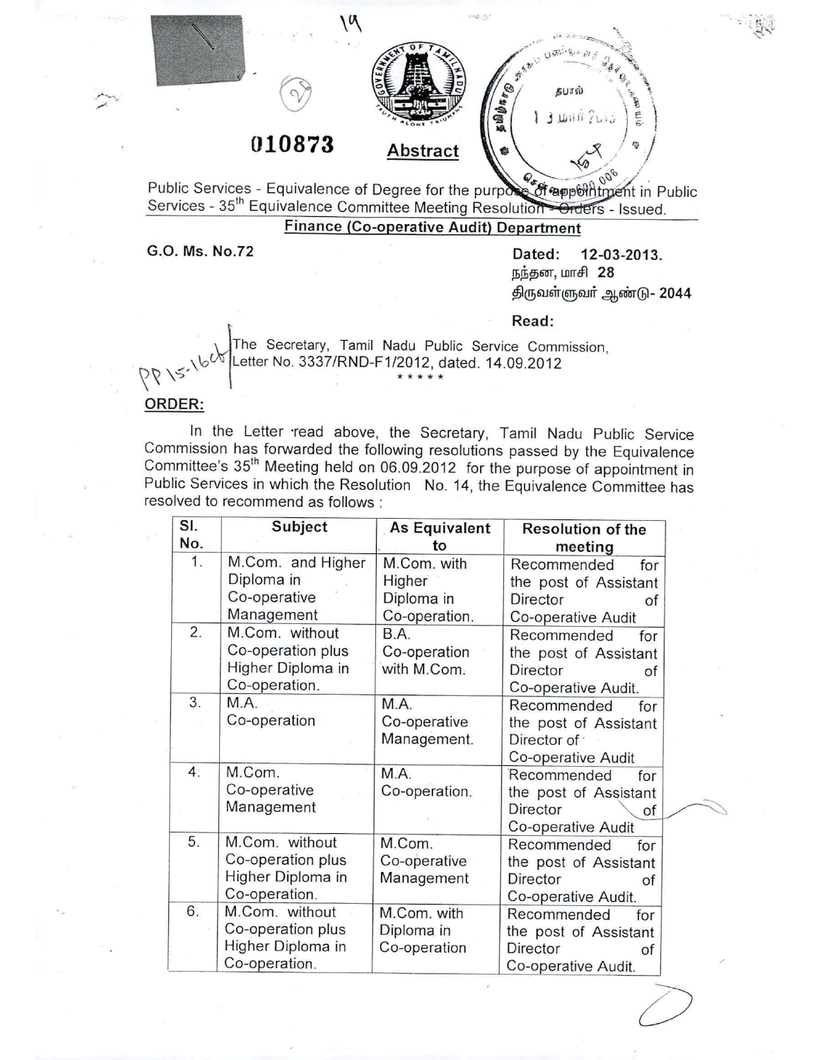010873

**Abstract**

Public Services - Equivalence of Degree for the purpose of appointment in Public Services - 35th Equivalence Committee Meeting Resolution - Orders - Issued.

**Finance (Co-operative Audit) Department**

G.O. Ms. No.72

Dated: 12-03-2013.
நந்தன, மாசி 28
திருவள்ளுவர் ஆண்டு- 2044

**Read:**

The Secretary, Tamil Nadu Public Service Commission, Letter No. 3337/RND-F1/2012, dated. 14.09.2012

\*\*\*\*\*

**ORDER:**

In the Letter read above, the Secretary, Tamil Nadu Public Service Commission has forwarded the following resolutions passed by the Equivalence Committee's 35th Meeting held on 06.09.2012 for the purpose of appointment in Public Services in which the Resolution No. 14, the Equivalence Committee has resolved to recommend as follows :

| Sl. No. | Subject | As Equivalent to | Resolution of the meeting |
|---|---|---|---|
| 1. | M.Com. and Higher Diploma in Co-operative Management | M.Com. with Higher Diploma in Co-operation. | Recommended for the post of Assistant Director of Co-operative Audit |
| 2. | M.Com. without Co-operation plus Higher Diploma in Co-operation. | B.A. Co-operation with M.Com. | Recommended for the post of Assistant Director of Co-operative Audit. |
| 3. | M.A. Co-operation | M.A. Co-operative Management. | Recommended for the post of Assistant Director of Co-operative Audit |
| 4. | M.Com. Co-operative Management | M.A. Co-operation. | Recommended for the post of Assistant Director of Co-operative Audit |
| 5. | M.Com. without Co-operation plus Higher Diploma in Co-operation. | M.Com. Co-operative Management | Recommended for the post of Assistant Director of Co-operative Audit. |
| 6. | M.Com. without Co-operation plus Higher Diploma in Co-operation. | M.Com. with Diploma in Co-operation | Recommended for the post of Assistant Director of Co-operative Audit. |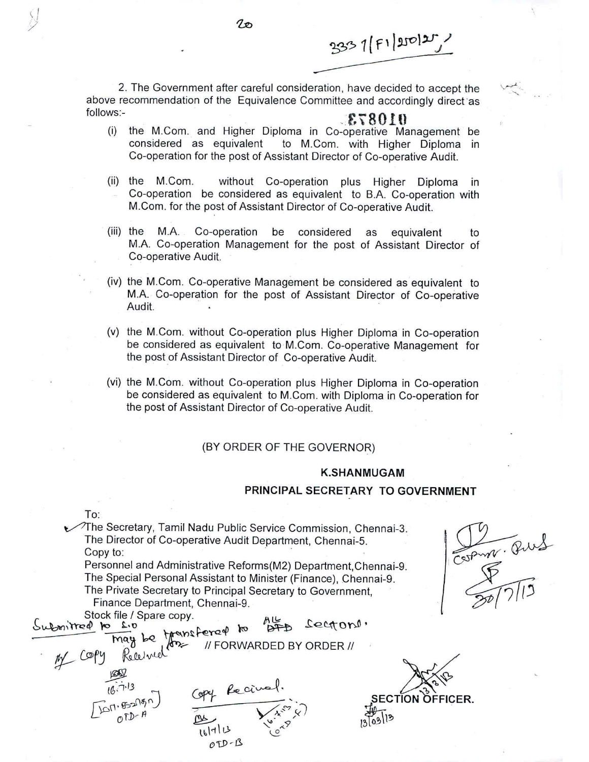3337/F1/2012,

2. The Government after careful consideration, have decided to accept the above recommendation of the Equivalence Committee and accordingly direct as follows:-

(i) the M.Com. and Higher Diploma in Co-operative Management be considered as equivalent to M.Com. with Higher Diploma in Co-operation for the post of Assistant Director of Co-operative Audit.

(ii) the M.Com. without Co-operation plus Higher Diploma in Co-operation be considered as equivalent to B.A. Co-operation with M.Com. for the post of Assistant Director of Co-operative Audit.

(iii) the M.A. Co-operation be considered as equivalent to M.A. Co-operation Management for the post of Assistant Director of Co-operative Audit.

(iv) the M.Com. Co-operative Management be considered as equivalent to M.A. Co-operation for the post of Assistant Director of Co-operative Audit.

(v) the M.Com. without Co-operation plus Higher Diploma in Co-operation be considered as equivalent to M.Com. Co-operative Management for the post of Assistant Director of Co-operative Audit.

(vi) the M.Com. without Co-operation plus Higher Diploma in Co-operation be considered as equivalent to M.Com. with Diploma in Co-operation for the post of Assistant Director of Co-operative Audit.

(BY ORDER OF THE GOVERNOR)

**K.SHANMUGAM**

**PRINCIPAL SECRETARY TO GOVERNMENT**

To:

The Secretary, Tamil Nadu Public Service Commission, Chennai-3.
The Director of Co-operative Audit Department, Chennai-5.

Copy to:

Personnel and Administrative Reforms(M2) Department, Chennai-9.
The Special Personal Assistant to Minister (Finance), Chennai-9.
The Private Secretary to Principal Secretary to Government, Finance Department, Chennai-9.
Stock file / Spare copy.

Submitted to S.O. may be transfered to All DTD sections.

// FORWARDED BY ORDER //

My Copy Received

Copy Received.

**SECTION OFFICER.**